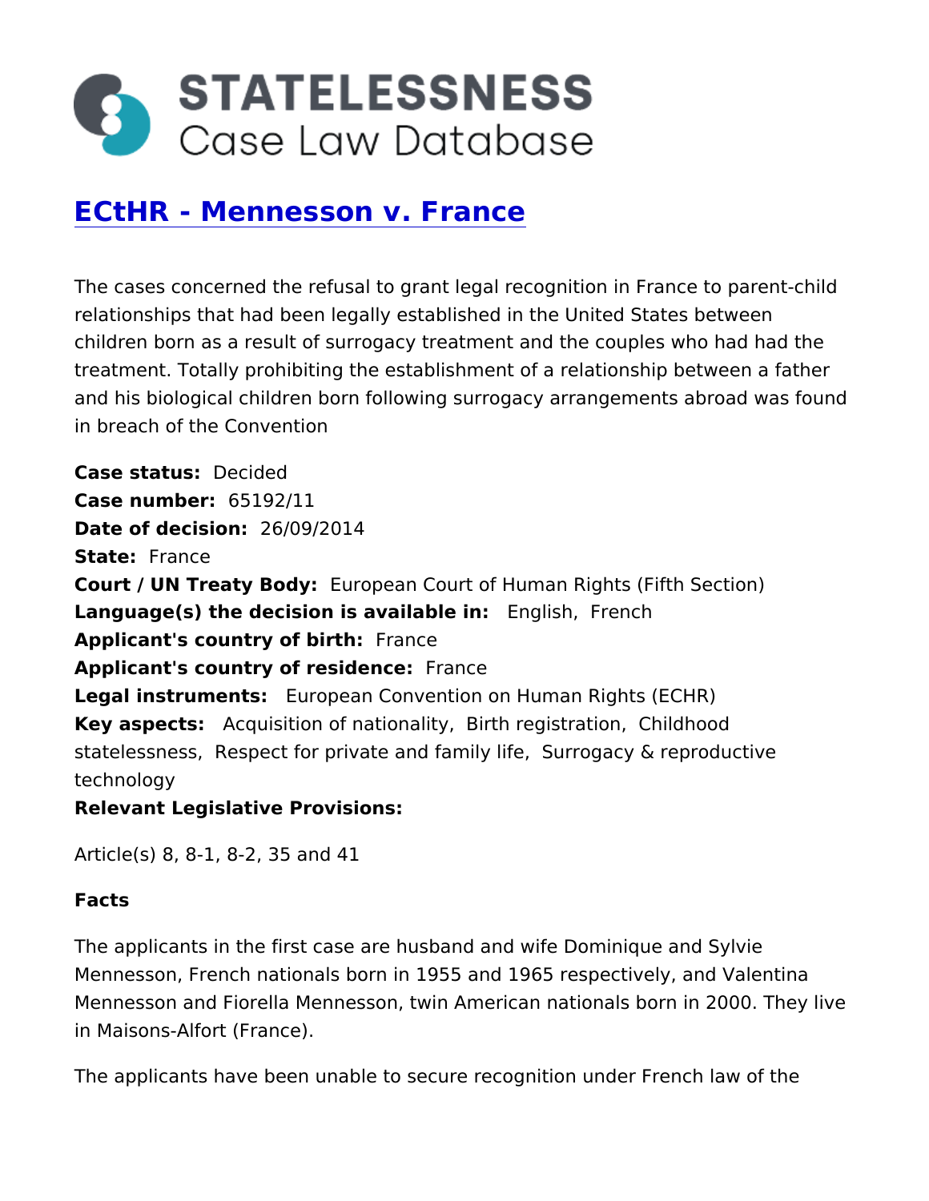# STATELESSNESS Case Law Database

## ECtHR - Mennesson v. France

The cases concerned the refusal to grant legal recognition in France to parent-child relationships that had been legally established in the United States between children born as a result of surrogacy treatment and the couples who had had the treatment. Totally prohibiting the establishment of a relationship between a father and his biological children born following surrogacy arrangements abroad was found in breach of the Convention

**Case status:** Decided
**Case number:** 65192/11
**Date of decision:** 26/09/2014
**State:** France
**Court / UN Treaty Body:** European Court of Human Rights (Fifth Section)
**Language(s) the decision is available in:** English, French
**Applicant's country of birth:** France
**Applicant's country of residence:** France
**Legal instruments:** European Convention on Human Rights (ECHR)
**Key aspects:** Acquisition of nationality, Birth registration, Childhood statelessness, Respect for private and family life, Surrogacy & reproductive technology
**Relevant Legislative Provisions:**

Article(s) 8, 8-1, 8-2, 35 and 41

**Facts**

The applicants in the first case are husband and wife Dominique and Sylvie Mennesson, French nationals born in 1955 and 1965 respectively, and Valentina Mennesson and Fiorella Mennesson, twin American nationals born in 2000. They live in Maisons-Alfort (France).

The applicants have been unable to secure recognition under French law of the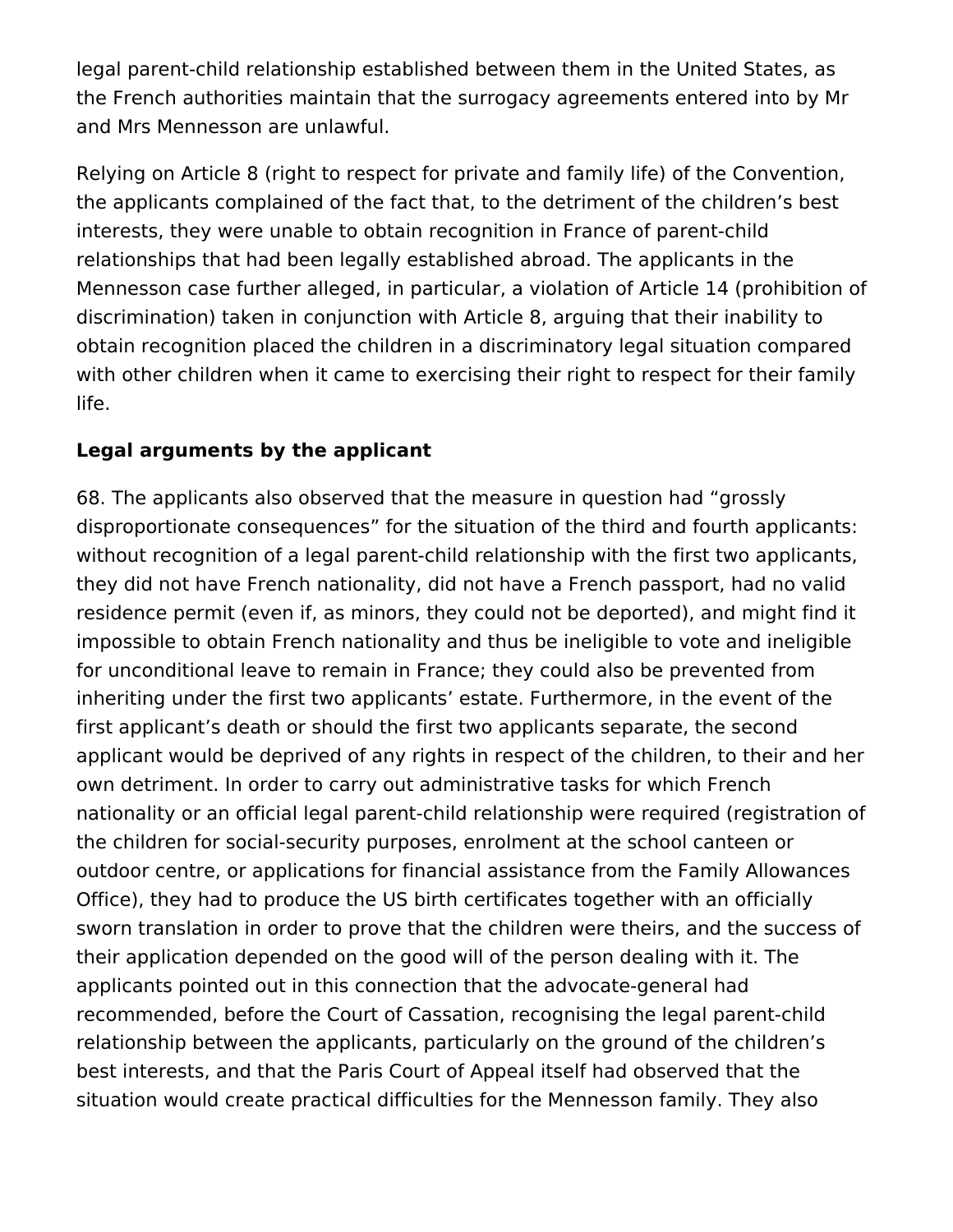legal parent-child relationship established between them in the United States, as the French authorities maintain that the surrogacy agreements entered into by Mr and Mrs Mennesson are unlawful.

Relying on Article 8 (right to respect for private and family life) of the Convention, the applicants complained of the fact that, to the detriment of the children's best interests, they were unable to obtain recognition in France of parent-child relationships that had been legally established abroad. The applicants in the Mennesson case further alleged, in particular, a violation of Article 14 (prohibition of discrimination) taken in conjunction with Article 8, arguing that their inability to obtain recognition placed the children in a discriminatory legal situation compared with other children when it came to exercising their right to respect for their family life.

**Legal arguments by the applicant**

68. The applicants also observed that the measure in question had "grossly disproportionate consequences" for the situation of the third and fourth applicants: without recognition of a legal parent-child relationship with the first two applicants, they did not have French nationality, did not have a French passport, had no valid residence permit (even if, as minors, they could not be deported), and might find it impossible to obtain French nationality and thus be ineligible to vote and ineligible for unconditional leave to remain in France; they could also be prevented from inheriting under the first two applicants' estate. Furthermore, in the event of the first applicant's death or should the first two applicants separate, the second applicant would be deprived of any rights in respect of the children, to their and her own detriment. In order to carry out administrative tasks for which French nationality or an official legal parent-child relationship were required (registration of the children for social-security purposes, enrolment at the school canteen or outdoor centre, or applications for financial assistance from the Family Allowances Office), they had to produce the US birth certificates together with an officially sworn translation in order to prove that the children were theirs, and the success of their application depended on the good will of the person dealing with it. The applicants pointed out in this connection that the advocate-general had recommended, before the Court of Cassation, recognising the legal parent-child relationship between the applicants, particularly on the ground of the children's best interests, and that the Paris Court of Appeal itself had observed that the situation would create practical difficulties for the Mennesson family. They also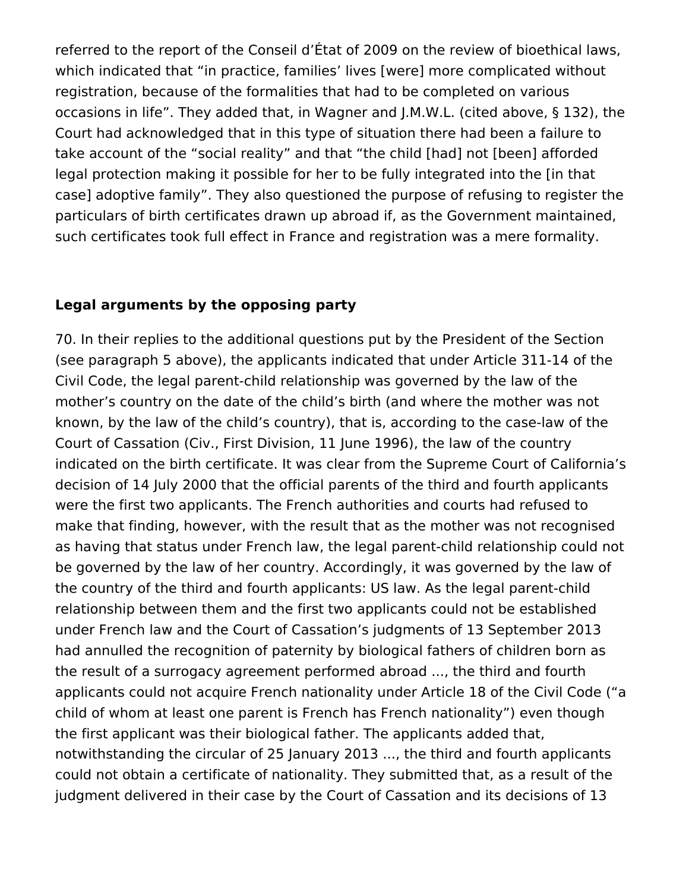referred to the report of the Conseil d'État of 2009 on the review of bioethical laws, which indicated that "in practice, families' lives [were] more complicated without registration, because of the formalities that had to be completed on various occasions in life". They added that, in Wagner and J.M.W.L. (cited above, § 132), the Court had acknowledged that in this type of situation there had been a failure to take account of the "social reality" and that "the child [had] not [been] afforded legal protection making it possible for her to be fully integrated into the [in that case] adoptive family". They also questioned the purpose of refusing to register the particulars of birth certificates drawn up abroad if, as the Government maintained, such certificates took full effect in France and registration was a mere formality.

**Legal arguments by the opposing party**

70. In their replies to the additional questions put by the President of the Section (see paragraph 5 above), the applicants indicated that under Article 311-14 of the Civil Code, the legal parent-child relationship was governed by the law of the mother's country on the date of the child's birth (and where the mother was not known, by the law of the child's country), that is, according to the case-law of the Court of Cassation (Civ., First Division, 11 June 1996), the law of the country indicated on the birth certificate. It was clear from the Supreme Court of California's decision of 14 July 2000 that the official parents of the third and fourth applicants were the first two applicants. The French authorities and courts had refused to make that finding, however, with the result that as the mother was not recognised as having that status under French law, the legal parent-child relationship could not be governed by the law of her country. Accordingly, it was governed by the law of the country of the third and fourth applicants: US law. As the legal parent-child relationship between them and the first two applicants could not be established under French law and the Court of Cassation's judgments of 13 September 2013 had annulled the recognition of paternity by biological fathers of children born as the result of a surrogacy agreement performed abroad ..., the third and fourth applicants could not acquire French nationality under Article 18 of the Civil Code ("a child of whom at least one parent is French has French nationality") even though the first applicant was their biological father. The applicants added that, notwithstanding the circular of 25 January 2013 ..., the third and fourth applicants could not obtain a certificate of nationality. They submitted that, as a result of the judgment delivered in their case by the Court of Cassation and its decisions of 13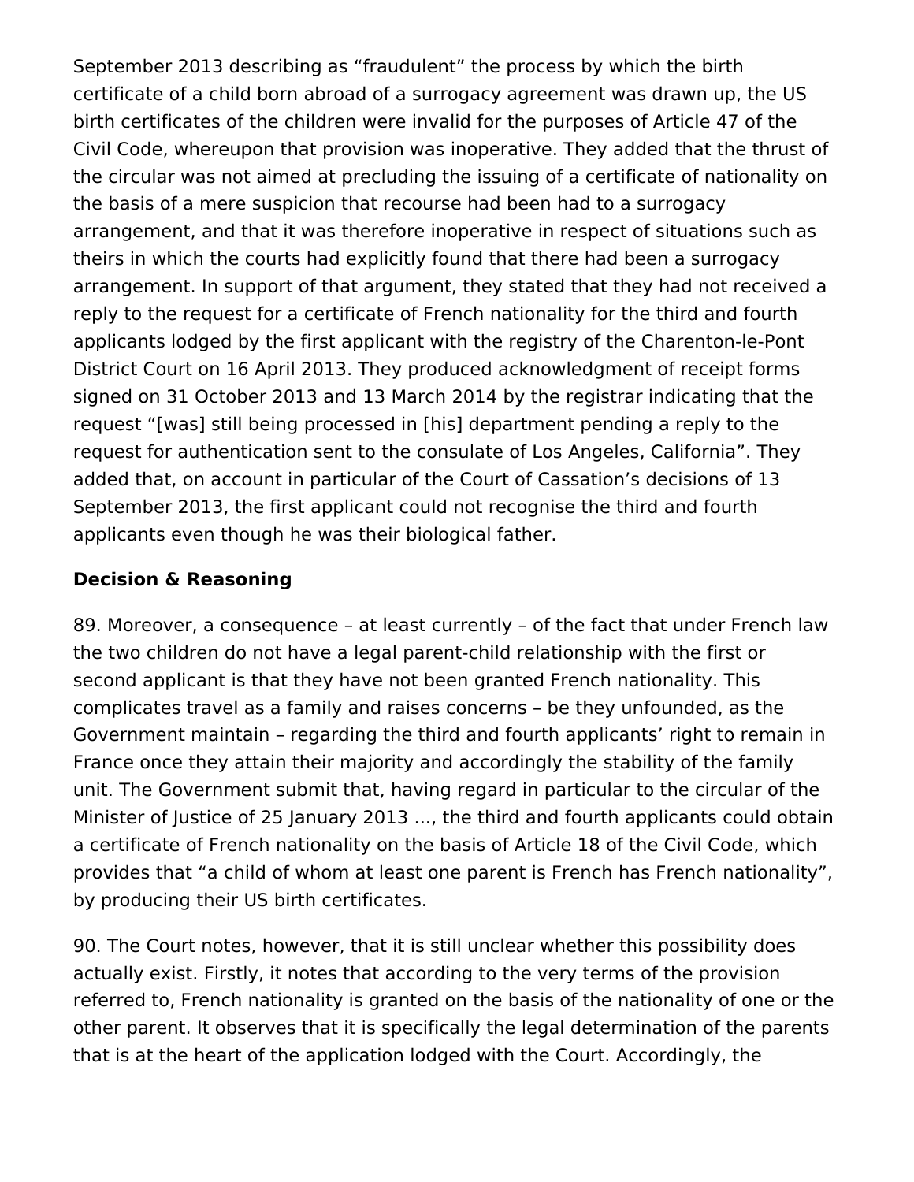September 2013 describing as "fraudulent" the process by which the birth certificate of a child born abroad of a surrogacy agreement was drawn up, the US birth certificates of the children were invalid for the purposes of Article 47 of the Civil Code, whereupon that provision was inoperative. They added that the thrust of the circular was not aimed at precluding the issuing of a certificate of nationality on the basis of a mere suspicion that recourse had been had to a surrogacy arrangement, and that it was therefore inoperative in respect of situations such as theirs in which the courts had explicitly found that there had been a surrogacy arrangement. In support of that argument, they stated that they had not received a reply to the request for a certificate of French nationality for the third and fourth applicants lodged by the first applicant with the registry of the Charenton-le-Pont District Court on 16 April 2013. They produced acknowledgment of receipt forms signed on 31 October 2013 and 13 March 2014 by the registrar indicating that the request "[was] still being processed in [his] department pending a reply to the request for authentication sent to the consulate of Los Angeles, California". They added that, on account in particular of the Court of Cassation's decisions of 13 September 2013, the first applicant could not recognise the third and fourth applicants even though he was their biological father.

### Decision & Reasoning

89. Moreover, a consequence – at least currently – of the fact that under French law the two children do not have a legal parent-child relationship with the first or second applicant is that they have not been granted French nationality. This complicates travel as a family and raises concerns – be they unfounded, as the Government maintain – regarding the third and fourth applicants' right to remain in France once they attain their majority and accordingly the stability of the family unit. The Government submit that, having regard in particular to the circular of the Minister of Justice of 25 January 2013 ..., the third and fourth applicants could obtain a certificate of French nationality on the basis of Article 18 of the Civil Code, which provides that "a child of whom at least one parent is French has French nationality", by producing their US birth certificates.

90. The Court notes, however, that it is still unclear whether this possibility does actually exist. Firstly, it notes that according to the very terms of the provision referred to, French nationality is granted on the basis of the nationality of one or the other parent. It observes that it is specifically the legal determination of the parents that is at the heart of the application lodged with the Court. Accordingly, the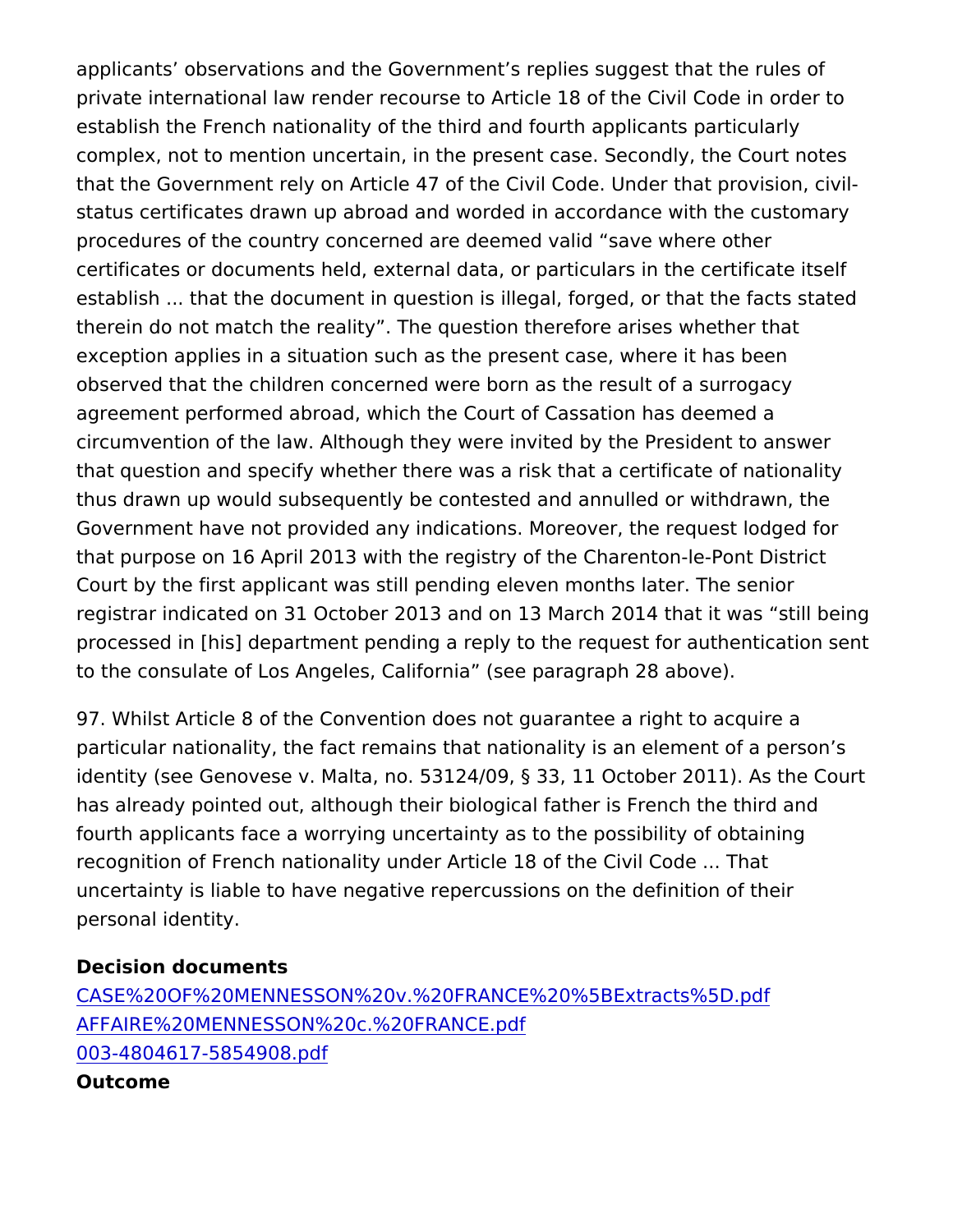applicants' observations and the Government's replies suggest that the rules of private international law render recourse to Article 18 of the Civil Code in order to establish the French nationality of the third and fourth applicants particularly complex, not to mention uncertain, in the present case. Secondly, the Court notes that the Government rely on Article 47 of the Civil Code. Under that provision, civil-status certificates drawn up abroad and worded in accordance with the customary procedures of the country concerned are deemed valid "save where other certificates or documents held, external data, or particulars in the certificate itself establish ... that the document in question is illegal, forged, or that the facts stated therein do not match the reality". The question therefore arises whether that exception applies in a situation such as the present case, where it has been observed that the children concerned were born as the result of a surrogacy agreement performed abroad, which the Court of Cassation has deemed a circumvention of the law. Although they were invited by the President to answer that question and specify whether there was a risk that a certificate of nationality thus drawn up would subsequently be contested and annulled or withdrawn, the Government have not provided any indications. Moreover, the request lodged for that purpose on 16 April 2013 with the registry of the Charenton-le-Pont District Court by the first applicant was still pending eleven months later. The senior registrar indicated on 31 October 2013 and on 13 March 2014 that it was "still being processed in [his] department pending a reply to the request for authentication sent to the consulate of Los Angeles, California" (see paragraph 28 above).

97. Whilst Article 8 of the Convention does not guarantee a right to acquire a particular nationality, the fact remains that nationality is an element of a person's identity (see Genovese v. Malta, no. 53124/09, § 33, 11 October 2011). As the Court has already pointed out, although their biological father is French the third and fourth applicants face a worrying uncertainty as to the possibility of obtaining recognition of French nationality under Article 18 of the Civil Code ... That uncertainty is liable to have negative repercussions on the definition of their personal identity.

**Decision documents**

[CASE%20OF%20MENNESSON%20v.%20FRANCE%20%5BExtracts%5D.pdf]()
[AFFAIRE%20MENNESSON%20c.%20FRANCE.pdf]()
[003-4804617-5854908.pdf]()

**Outcome**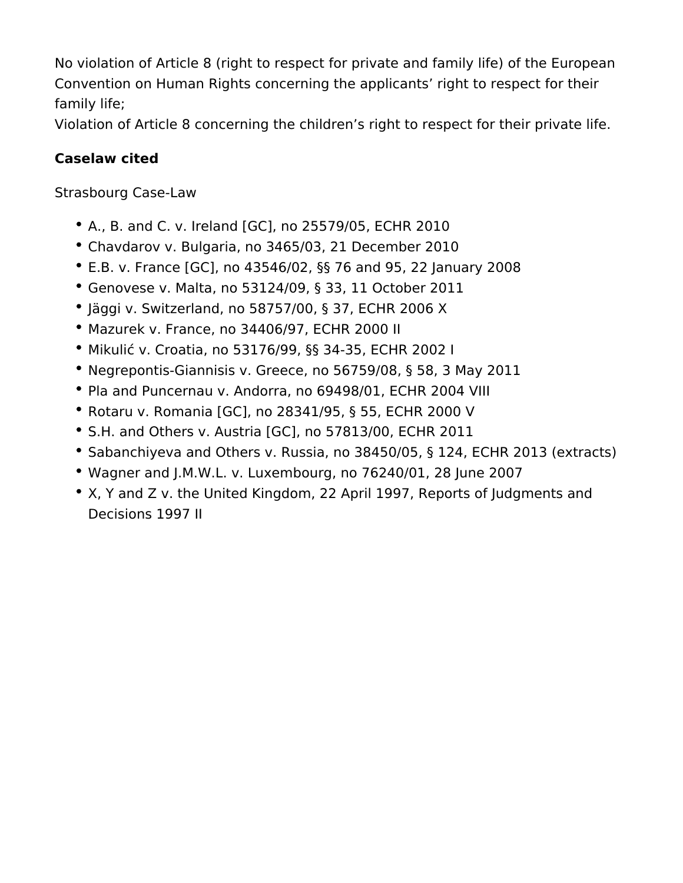No violation of Article 8 (right to respect for private and family life) of the European Convention on Human Rights concerning the applicants' right to respect for their family life;
Violation of Article 8 concerning the children's right to respect for their private life.

**Caselaw cited**

Strasbourg Case-Law

- A., B. and C. v. Ireland [GC], no 25579/05, ECHR 2010
- Chavdarov v. Bulgaria, no 3465/03, 21 December 2010
- E.B. v. France [GC], no 43546/02, §§ 76 and 95, 22 January 2008
- Genovese v. Malta, no 53124/09, § 33, 11 October 2011
- Jäggi v. Switzerland, no 58757/00, § 37, ECHR 2006 X
- Mazurek v. France, no 34406/97, ECHR 2000 II
- Mikulić v. Croatia, no 53176/99, §§ 34-35, ECHR 2002 I
- Negrepontis-Giannisis v. Greece, no 56759/08, § 58, 3 May 2011
- Pla and Puncernau v. Andorra, no 69498/01, ECHR 2004 VIII
- Rotaru v. Romania [GC], no 28341/95, § 55, ECHR 2000 V
- S.H. and Others v. Austria [GC], no 57813/00, ECHR 2011
- Sabanchiyeva and Others v. Russia, no 38450/05, § 124, ECHR 2013 (extracts)
- Wagner and J.M.W.L. v. Luxembourg, no 76240/01, 28 June 2007
- X, Y and Z v. the United Kingdom, 22 April 1997, Reports of Judgments and Decisions 1997 II